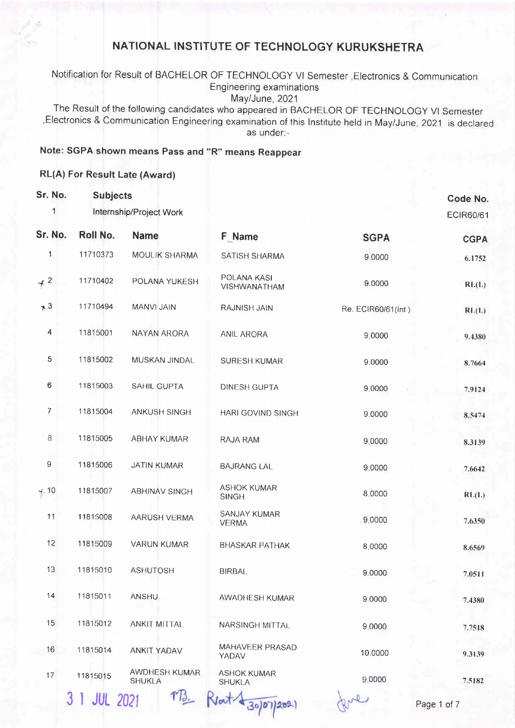# NATIONAL INSTITUTE OF TECHNOLOGY KURUKSHETRA

Notification for Result of BACHELOR OF TECHNOLOGY VI Semester ,Electronics & Communication Engineering examinations
May/June, 2021

The Result of the following candidates who appeared in BACHELOR OF TECHNOLOGY VI Semester ,Electronics & Communication Engineering examination of this Institute held in May/June, 2021 is declared as under:-

**Note: SGPA shown means Pass and "R" means Reappear**

**RL(A) For Result Late (Award)**

| Sr. No. | Subjects | Code No. |
|---|---|---|
| 1 | Internship/Project Work | ECIR60/61 |

| Sr. No. | Roll No. | Name | F_Name | SGPA | CGPA |
|---|---|---|---|---|---|
| 1 | 11710373 | MOULIK SHARMA | SATISH SHARMA | 9.0000 | 6.1752 |
| 2 | 11710402 | POLANA YUKESH | POLANA KASI VISHWANATHAM | 9.0000 | RL(L) |
| 3 | 11710494 | MANVI JAIN | RAJNISH JAIN | Re. ECIR60/61(Int ) | RL(L) |
| 4 | 11815001 | NAYAN ARORA | ANIL ARORA | 9.0000 | 9.4380 |
| 5 | 11815002 | MUSKAN JINDAL | SURESH KUMAR | 9.0000 | 8.7664 |
| 6 | 11815003 | SAHIL GUPTA | DINESH GUPTA | 9.0000 | 7.9124 |
| 7 | 11815004 | ANKUSH SINGH | HARI GOVIND SINGH | 9.0000 | 8.5474 |
| 8 | 11815005 | ABHAY KUMAR | RAJA RAM | 9.0000 | 8.3139 |
| 9 | 11815006 | JATIN KUMAR | BAJRANG LAL | 9.0000 | 7.6642 |
| 10 | 11815007 | ABHINAV SINGH | ASHOK KUMAR SINGH | 8.0000 | RL(L) |
| 11 | 11815008 | AARUSH VERMA | SANJAY KUMAR VERMA | 9.0000 | 7.6350 |
| 12 | 11815009 | VARUN KUMAR | BHASKAR PATHAK | 8.0000 | 8.6569 |
| 13 | 11815010 | ASHUTOSH | BIRBAL | 9.0000 | 7.0511 |
| 14 | 11815011 | ANSHU | AWADHESH KUMAR | 9.0000 | 7.4380 |
| 15 | 11815012 | ANKIT MITTAL | NARSINGH MITTAL | 9.0000 | 7.7518 |
| 16 | 11815014 | ANKIT YADAV | MAHAVEER PRASAD YADAV | 10.0000 | 9.3139 |
| 17 | 11815015 | AWDHESH KUMAR SHUKLA | ASHOK KUMAR SHUKLA | 9.0000 | 7.5182 |

31 JUL 2021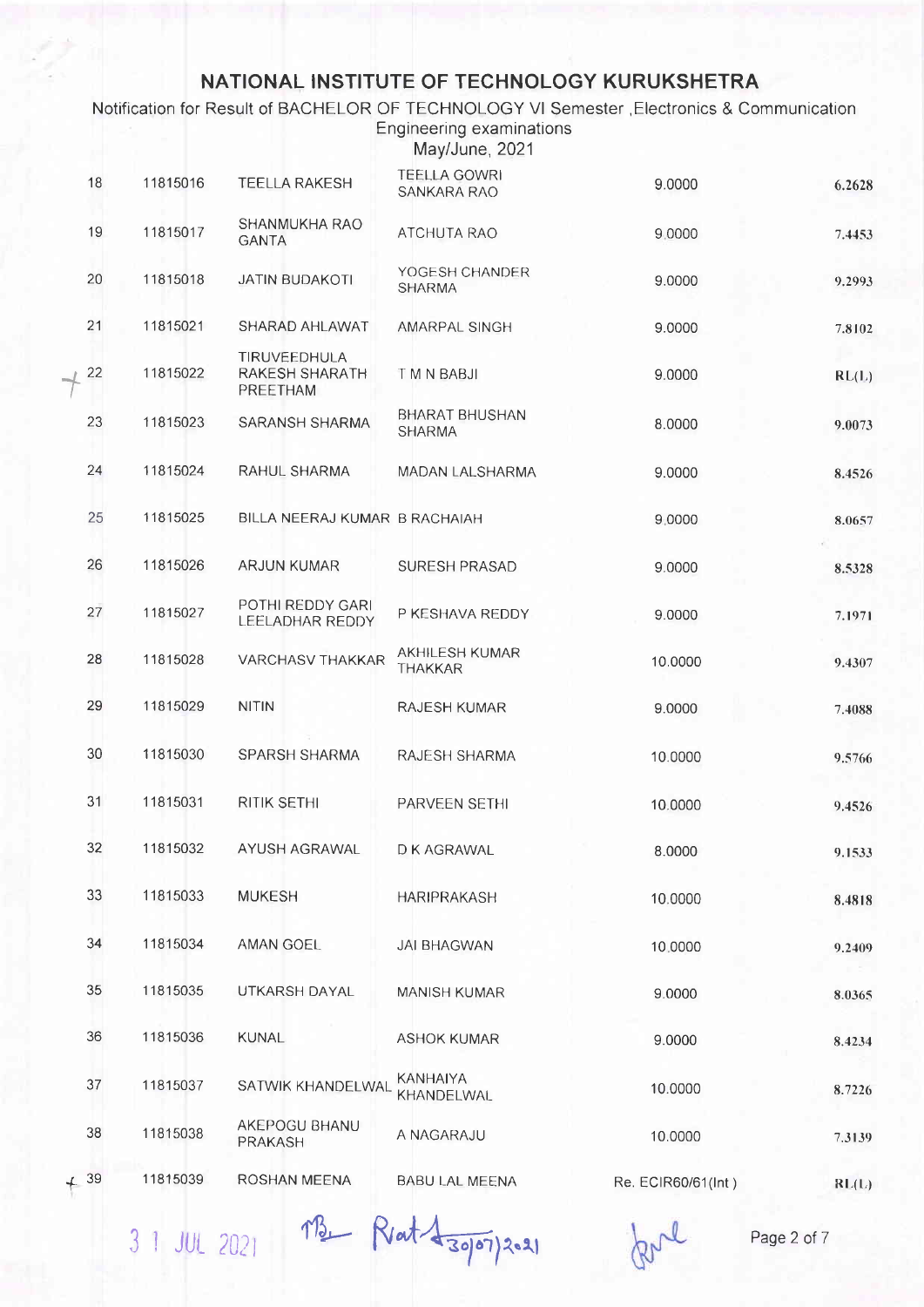# NATIONAL INSTITUTE OF TECHNOLOGY KURUKSHETRA

Notification for Result of BACHELOR OF TECHNOLOGY VI Semester ,Electronics & Communication Engineering examinations May/June, 2021

| | | | | | |
|---|---|---|---|---|---|
| 18 | 11815016 | TEELLA RAKESH | TEELLA GOWRI SANKARA RAO | 9.0000 | 6.2628 |
| 19 | 11815017 | SHANMUKHA RAO GANTA | ATCHUTA RAO | 9.0000 | 7.4453 |
| 20 | 11815018 | JATIN BUDAKOTI | YOGESH CHANDER SHARMA | 9.0000 | 9.2993 |
| 21 | 11815021 | SHARAD AHLAWAT | AMARPAL SINGH | 9.0000 | 7.8102 |
| 22 | 11815022 | TIRUVEEDHULA RAKESH SHARATH PREETHAM | T M N BABJI | 9.0000 | RL(L) |
| 23 | 11815023 | SARANSH SHARMA | BHARAT BHUSHAN SHARMA | 8.0000 | 9.0073 |
| 24 | 11815024 | RAHUL SHARMA | MADAN LALSHARMA | 9.0000 | 8.4526 |
| 25 | 11815025 | BILLA NEERAJ KUMAR | B RACHAIAH | 9.0000 | 8.0657 |
| 26 | 11815026 | ARJUN KUMAR | SURESH PRASAD | 9.0000 | 8.5328 |
| 27 | 11815027 | POTHI REDDY GARI LEELADHAR REDDY | P KESHAVA REDDY | 9.0000 | 7.1971 |
| 28 | 11815028 | VARCHASV THAKKAR | AKHILESH KUMAR THAKKAR | 10.0000 | 9.4307 |
| 29 | 11815029 | NITIN | RAJESH KUMAR | 9.0000 | 7.4088 |
| 30 | 11815030 | SPARSH SHARMA | RAJESH SHARMA | 10.0000 | 9.5766 |
| 31 | 11815031 | RITIK SETHI | PARVEEN SETHI | 10.0000 | 9.4526 |
| 32 | 11815032 | AYUSH AGRAWAL | D K AGRAWAL | 8.0000 | 9.1533 |
| 33 | 11815033 | MUKESH | HARIPRAKASH | 10.0000 | 8.4818 |
| 34 | 11815034 | AMAN GOEL | JAI BHAGWAN | 10.0000 | 9.2409 |
| 35 | 11815035 | UTKARSH DAYAL | MANISH KUMAR | 9.0000 | 8.0365 |
| 36 | 11815036 | KUNAL | ASHOK KUMAR | 9.0000 | 8.4234 |
| 37 | 11815037 | SATWIK KHANDELWAL | KANHAIYA KHANDELWAL | 10.0000 | 8.7226 |
| 38 | 11815038 | AKEPOGU BHANU PRAKASH | A NAGARAJU | 10.0000 | 7.3139 |
| 39 | 11815039 | ROSHAN MEENA | BABU LAL MEENA | Re. ECIR60/61(Int ) | RL(L) |

31 JUL 2021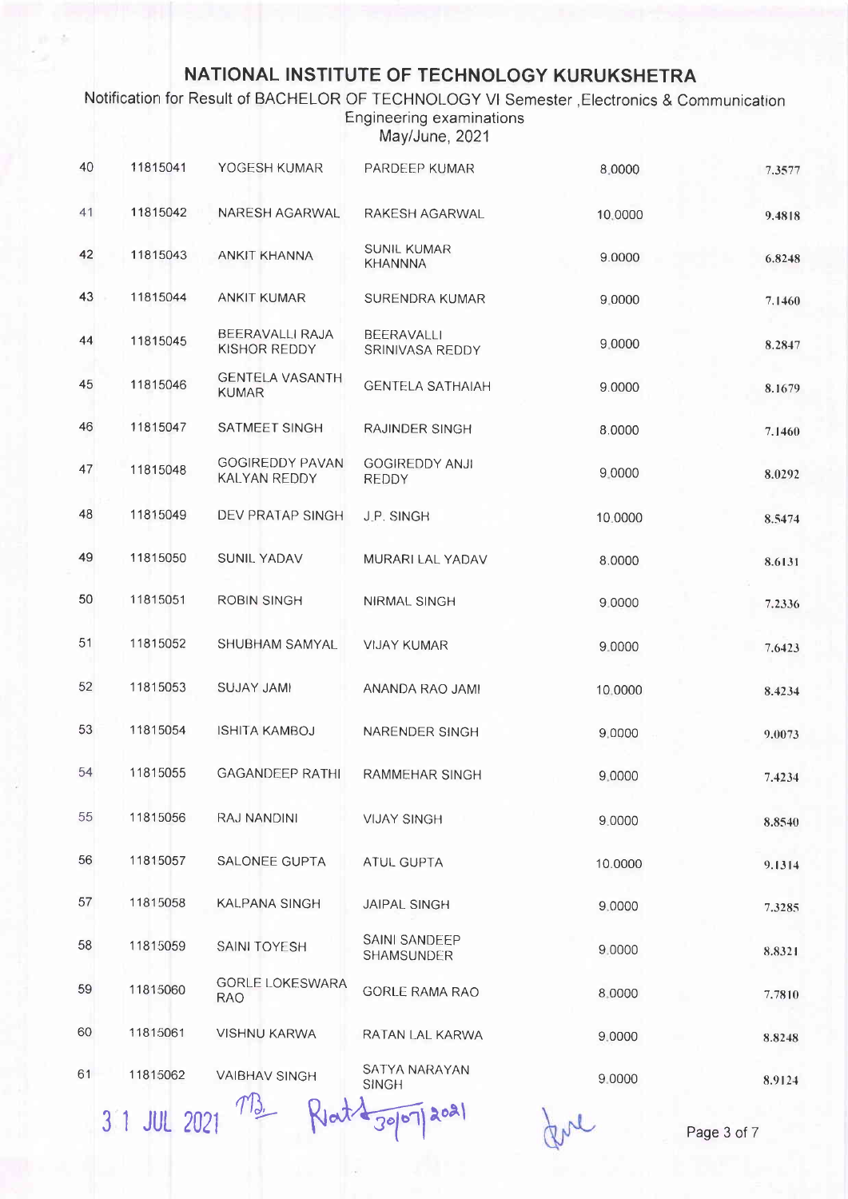# NATIONAL INSTITUTE OF TECHNOLOGY KURUKSHETRA

Notification for Result of BACHELOR OF TECHNOLOGY VI Semester ,Electronics & Communication Engineering examinations

May/June, 2021

| | | | | | |
|---|---|---|---|---|---|
| 40 | 11815041 | YOGESH KUMAR | PARDEEP KUMAR | 8.0000 | 7.3577 |
| 41 | 11815042 | NARESH AGARWAL | RAKESH AGARWAL | 10.0000 | 9.4818 |
| 42 | 11815043 | ANKIT KHANNA | SUNIL KUMAR KHANNNA | 9.0000 | 6.8248 |
| 43 | 11815044 | ANKIT KUMAR | SURENDRA KUMAR | 9.0000 | 7.1460 |
| 44 | 11815045 | BEERAVALLI RAJA KISHOR REDDY | BEERAVALLI SRINIVASA REDDY | 9.0000 | 8.2847 |
| 45 | 11815046 | GENTELA VASANTH KUMAR | GENTELA SATHAIAH | 9.0000 | 8.1679 |
| 46 | 11815047 | SATMEET SINGH | RAJINDER SINGH | 8.0000 | 7.1460 |
| 47 | 11815048 | GOGIREDDY PAVAN KALYAN REDDY | GOGIREDDY ANJI REDDY | 9.0000 | 8.0292 |
| 48 | 11815049 | DEV PRATAP SINGH | J.P. SINGH | 10.0000 | 8.5474 |
| 49 | 11815050 | SUNIL YADAV | MURARI LAL YADAV | 8.0000 | 8.6131 |
| 50 | 11815051 | ROBIN SINGH | NIRMAL SINGH | 9.0000 | 7.2336 |
| 51 | 11815052 | SHUBHAM SAMYAL | VIJAY KUMAR | 9.0000 | 7.6423 |
| 52 | 11815053 | SUJAY JAMI | ANANDA RAO JAMI | 10.0000 | 8.4234 |
| 53 | 11815054 | ISHITA KAMBOJ | NARENDER SINGH | 9.0000 | 9.0073 |
| 54 | 11815055 | GAGANDEEP RATHI | RAMMEHAR SINGH | 9.0000 | 7.4234 |
| 55 | 11815056 | RAJ NANDINI | VIJAY SINGH | 9.0000 | 8.8540 |
| 56 | 11815057 | SALONEE GUPTA | ATUL GUPTA | 10.0000 | 9.1314 |
| 57 | 11815058 | KALPANA SINGH | JAIPAL SINGH | 9.0000 | 7.3285 |
| 58 | 11815059 | SAINI TOYESH | SAINI SANDEEP SHAMSUNDER | 9.0000 | 8.8321 |
| 59 | 11815060 | GORLE LOKESWARA RAO | GORLE RAMA RAO | 8.0000 | 7.7810 |
| 60 | 11815061 | VISHNU KARWA | RATAN LAL KARWA | 9.0000 | 8.8248 |
| 61 | 11815062 | VAIBHAV SINGH | SATYA NARAYAN SINGH | 9.0000 | 8.9124 |

31 JUL 2021 MB Rlat 30/07/2021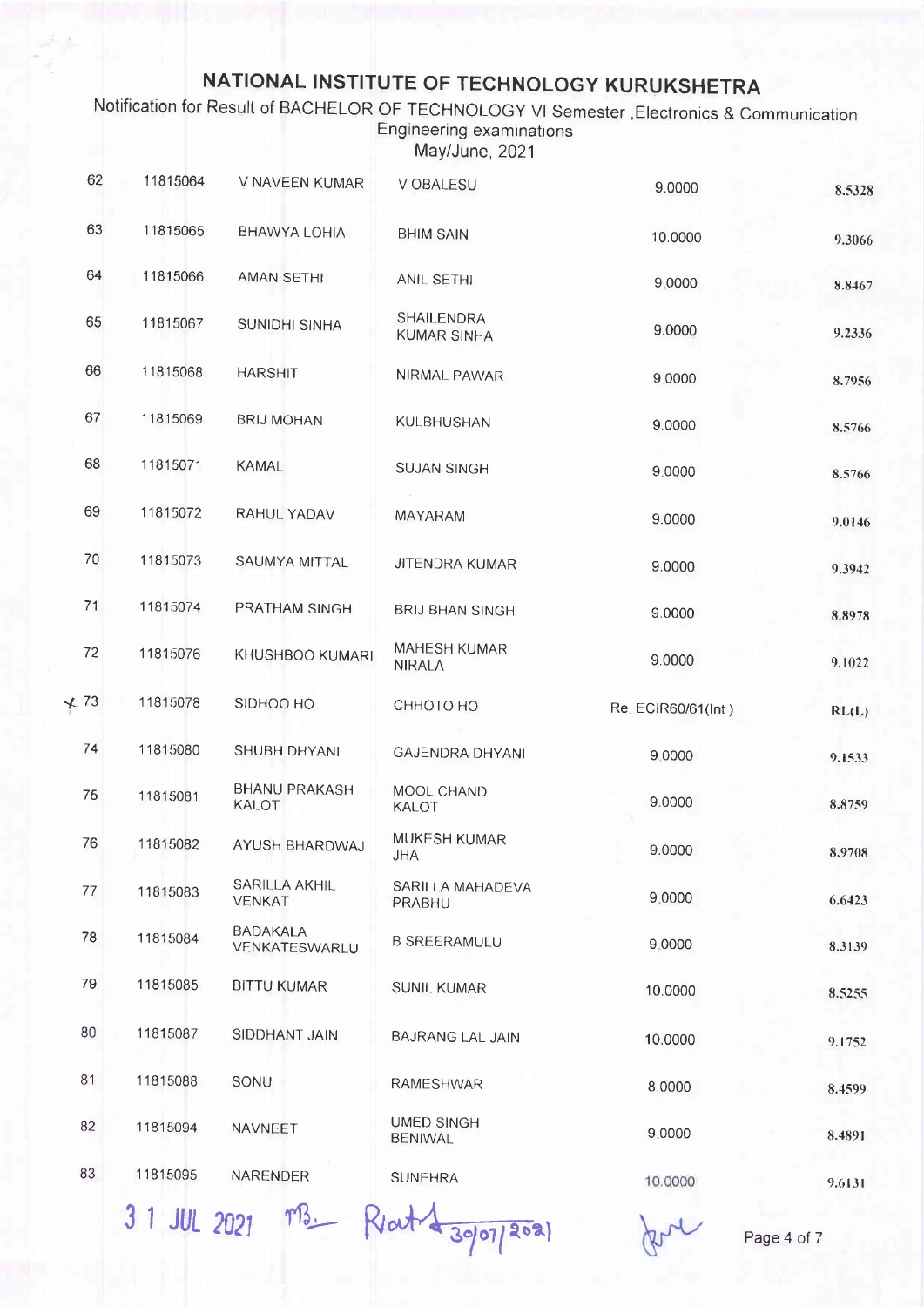# NATIONAL INSTITUTE OF TECHNOLOGY KURUKSHETRA

Notification for Result of BACHELOR OF TECHNOLOGY VI Semester ,Electronics & Communication Engineering examinations

May/June, 2021

| | | | | | |
|---|---|---|---|---|---|
| 62 | 11815064 | V NAVEEN KUMAR | V OBALESU | 9.0000 | 8.5328 |
| 63 | 11815065 | BHAWYA LOHIA | BHIM SAIN | 10.0000 | 9.3066 |
| 64 | 11815066 | AMAN SETHI | ANIL SETHI | 9.0000 | 8.8467 |
| 65 | 11815067 | SUNIDHI SINHA | SHAILENDRA KUMAR SINHA | 9.0000 | 9.2336 |
| 66 | 11815068 | HARSHIT | NIRMAL PAWAR | 9.0000 | 8.7956 |
| 67 | 11815069 | BRIJ MOHAN | KULBHUSHAN | 9.0000 | 8.5766 |
| 68 | 11815071 | KAMAL | SUJAN SINGH | 9.0000 | 8.5766 |
| 69 | 11815072 | RAHUL YADAV | MAYARAM | 9.0000 | 9.0146 |
| 70 | 11815073 | SAUMYA MITTAL | JITENDRA KUMAR | 9.0000 | 9.3942 |
| 71 | 11815074 | PRATHAM SINGH | BRIJ BHAN SINGH | 9.0000 | 8.8978 |
| 72 | 11815076 | KHUSHBOO KUMARI | MAHESH KUMAR NIRALA | 9.0000 | 9.1022 |
| 73 | 11815078 | SIDHOO HO | CHHOTO HO | Re. ECIR60/61(Int ) | RL(L) |
| 74 | 11815080 | SHUBH DHYANI | GAJENDRA DHYANI | 9.0000 | 9.1533 |
| 75 | 11815081 | BHANU PRAKASH KALOT | MOOL CHAND KALOT | 9.0000 | 8.8759 |
| 76 | 11815082 | AYUSH BHARDWAJ | MUKESH KUMAR JHA | 9.0000 | 8.9708 |
| 77 | 11815083 | SARILLA AKHIL VENKAT | SARILLA MAHADEVA PRABHU | 9.0000 | 6.6423 |
| 78 | 11815084 | BADAKALA VENKATESWARLU | B SREERAMULU | 9.0000 | 8.3139 |
| 79 | 11815085 | BITTU KUMAR | SUNIL KUMAR | 10.0000 | 8.5255 |
| 80 | 11815087 | SIDDHANT JAIN | BAJRANG LAL JAIN | 10.0000 | 9.1752 |
| 81 | 11815088 | SONU | RAMESHWAR | 8.0000 | 8.4599 |
| 82 | 11815094 | NAVNEET | UMED SINGH BENIWAL | 9.0000 | 8.4891 |
| 83 | 11815095 | NARENDER | SUNEHRA | 10.0000 | 9.6131 |

31 JUL 2021 &nbsp;&nbsp; 30/07/2021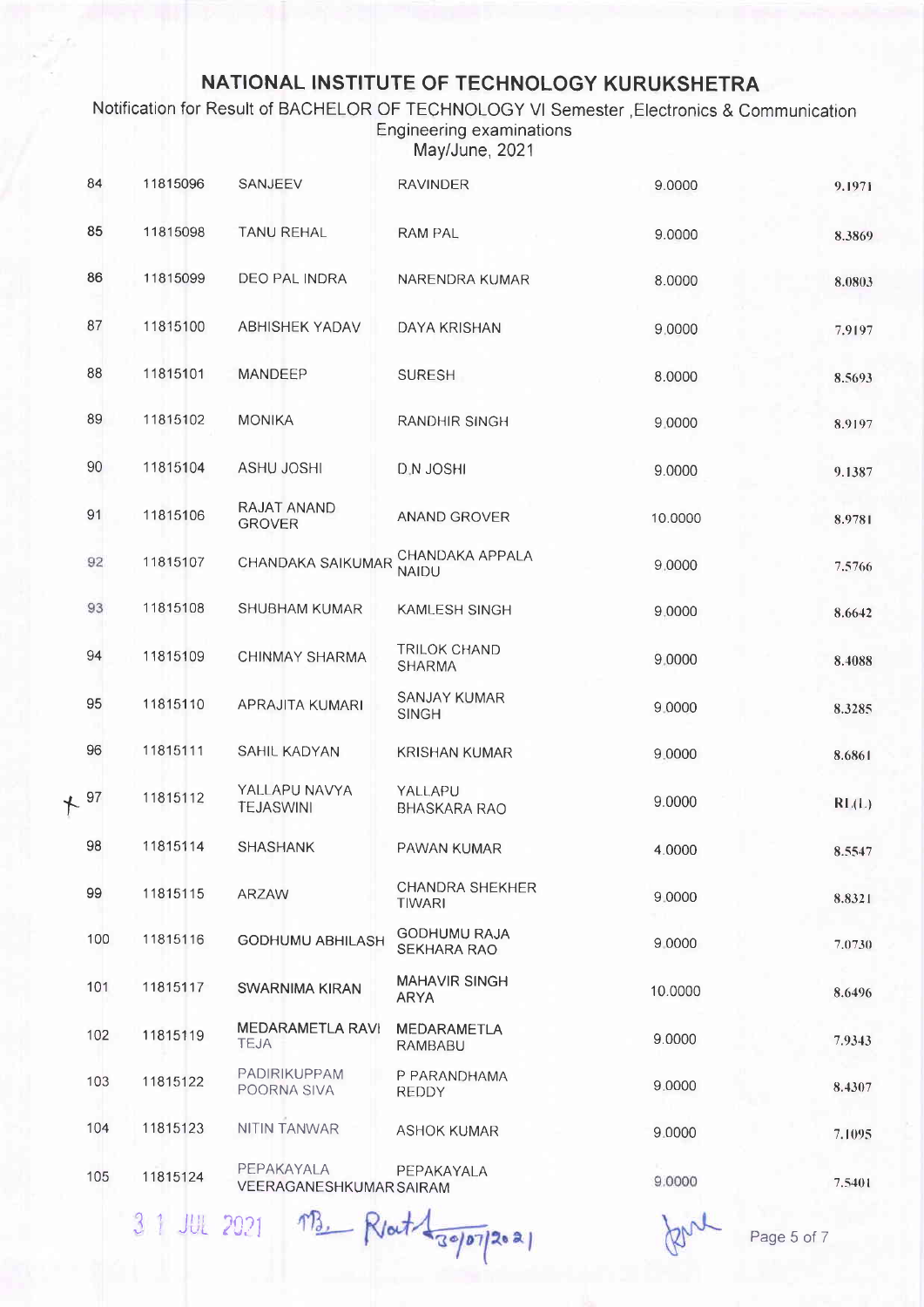# NATIONAL INSTITUTE OF TECHNOLOGY KURUKSHETRA

Notification for Result of BACHELOR OF TECHNOLOGY VI Semester ,Electronics & Communication Engineering examinations

May/June, 2021

| | | | | | |
|---|---|---|---|---|---|
| 84 | 11815096 | SANJEEV | RAVINDER | 9.0000 | 9.1971 |
| 85 | 11815098 | TANU REHAL | RAM PAL | 9.0000 | 8.3869 |
| 86 | 11815099 | DEO PAL INDRA | NARENDRA KUMAR | 8.0000 | 8.0803 |
| 87 | 11815100 | ABHISHEK YADAV | DAYA KRISHAN | 9.0000 | 7.9197 |
| 88 | 11815101 | MANDEEP | SURESH | 8.0000 | 8.5693 |
| 89 | 11815102 | MONIKA | RANDHIR SINGH | 9.0000 | 8.9197 |
| 90 | 11815104 | ASHU JOSHI | D.N JOSHI | 9.0000 | 9.1387 |
| 91 | 11815106 | RAJAT ANAND GROVER | ANAND GROVER | 10.0000 | 8.9781 |
| 92 | 11815107 | CHANDAKA SAIKUMAR | CHANDAKA APPALA NAIDU | 9.0000 | 7.5766 |
| 93 | 11815108 | SHUBHAM KUMAR | KAMLESH SINGH | 9.0000 | 8.6642 |
| 94 | 11815109 | CHINMAY SHARMA | TRILOK CHAND SHARMA | 9.0000 | 8.4088 |
| 95 | 11815110 | APRAJITA KUMARI | SANJAY KUMAR SINGH | 9.0000 | 8.3285 |
| 96 | 11815111 | SAHIL KADYAN | KRISHAN KUMAR | 9.0000 | 8.6861 |
| 97 | 11815112 | YALLAPU NAVYA TEJASWINI | YALLAPU BHASKARA RAO | 9.0000 | RL(L) |
| 98 | 11815114 | SHASHANK | PAWAN KUMAR | 4.0000 | 8.5547 |
| 99 | 11815115 | ARZAW | CHANDRA SHEKHER TIWARI | 9.0000 | 8.8321 |
| 100 | 11815116 | GODHUMU ABHILASH | GODHUMU RAJA SEKHARA RAO | 9.0000 | 7.0730 |
| 101 | 11815117 | SWARNIMA KIRAN | MAHAVIR SINGH ARYA | 10.0000 | 8.6496 |
| 102 | 11815119 | MEDARAMETLA RAVI TEJA | MEDARAMETLA RAMBABU | 9.0000 | 7.9343 |
| 103 | 11815122 | PADIRIKUPPAM POORNA SIVA | P PARANDHAMA REDDY | 9.0000 | 8.4307 |
| 104 | 11815123 | NITIN TANWAR | ASHOK KUMAR | 9.0000 | 7.1095 |
| 105 | 11815124 | PEPAKAYALA VEERAGANESHKUMAR | PEPAKAYALA SAIRAM | 9.0000 | 7.5401 |

3 1 JUL 2021 30/07/2021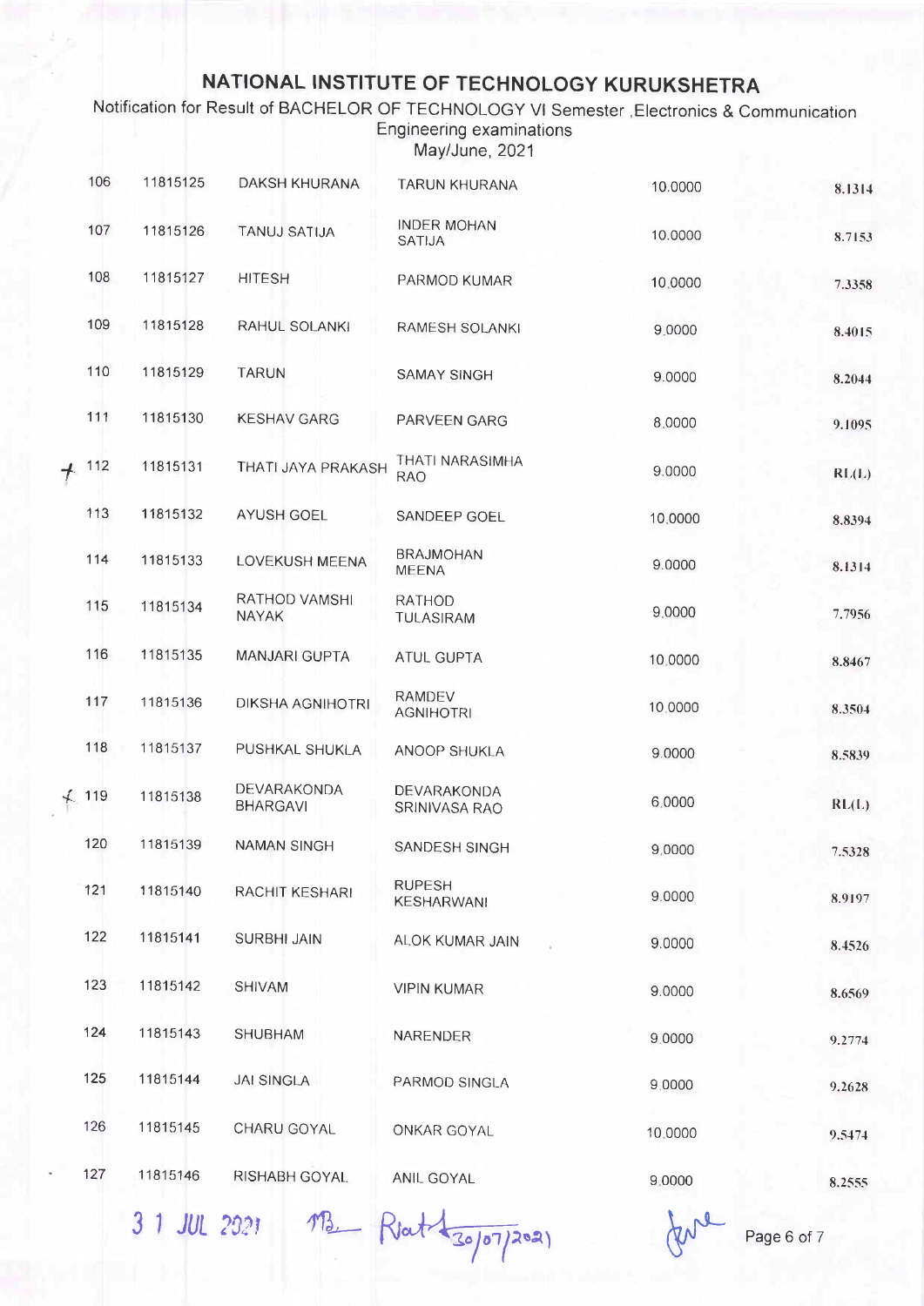# NATIONAL INSTITUTE OF TECHNOLOGY KURUKSHETRA

Notification for Result of BACHELOR OF TECHNOLOGY VI Semester ,Electronics & Communication Engineering examinations

May/June, 2021

| | | | | | |
|---|---|---|---|---|---|
| 106 | 11815125 | DAKSH KHURANA | TARUN KHURANA | 10.0000 | 8.1314 |
| 107 | 11815126 | TANUJ SATIJA | INDER MOHAN SATIJA | 10.0000 | 8.7153 |
| 108 | 11815127 | HITESH | PARMOD KUMAR | 10.0000 | 7.3358 |
| 109 | 11815128 | RAHUL SOLANKI | RAMESH SOLANKI | 9.0000 | 8.4015 |
| 110 | 11815129 | TARUN | SAMAY SINGH | 9.0000 | 8.2044 |
| 111 | 11815130 | KESHAV GARG | PARVEEN GARG | 8.0000 | 9.1095 |
| 112 | 11815131 | THATI JAYA PRAKASH | THATI NARASIMHA RAO | 9.0000 | RL(L) |
| 113 | 11815132 | AYUSH GOEL | SANDEEP GOEL | 10.0000 | 8.8394 |
| 114 | 11815133 | LOVEKUSH MEENA | BRAJMOHAN MEENA | 9.0000 | 8.1314 |
| 115 | 11815134 | RATHOD VAMSHI NAYAK | RATHOD TULASIRAM | 9.0000 | 7.7956 |
| 116 | 11815135 | MANJARI GUPTA | ATUL GUPTA | 10.0000 | 8.8467 |
| 117 | 11815136 | DIKSHA AGNIHOTRI | RAMDEV AGNIHOTRI | 10.0000 | 8.3504 |
| 118 | 11815137 | PUSHKAL SHUKLA | ANOOP SHUKLA | 9.0000 | 8.5839 |
| 119 | 11815138 | DEVARAKONDA BHARGAVI | DEVARAKONDA SRINIVASA RAO | 6.0000 | RL(L) |
| 120 | 11815139 | NAMAN SINGH | SANDESH SINGH | 9.0000 | 7.5328 |
| 121 | 11815140 | RACHIT KESHARI | RUPESH KESHARWANI | 9.0000 | 8.9197 |
| 122 | 11815141 | SURBHI JAIN | ALOK KUMAR JAIN | 9.0000 | 8.4526 |
| 123 | 11815142 | SHIVAM | VIPIN KUMAR | 9.0000 | 8.6569 |
| 124 | 11815143 | SHUBHAM | NARENDER | 9.0000 | 9.2774 |
| 125 | 11815144 | JAI SINGLA | PARMOD SINGLA | 9.0000 | 9.2628 |
| 126 | 11815145 | CHARU GOYAL | ONKAR GOYAL | 10.0000 | 9.5474 |
| 127 | 11815146 | RISHABH GOYAL | ANIL GOYAL | 9.0000 | 8.2555 |

31 JUL 2021 &nbsp;&nbsp; 30/07/2021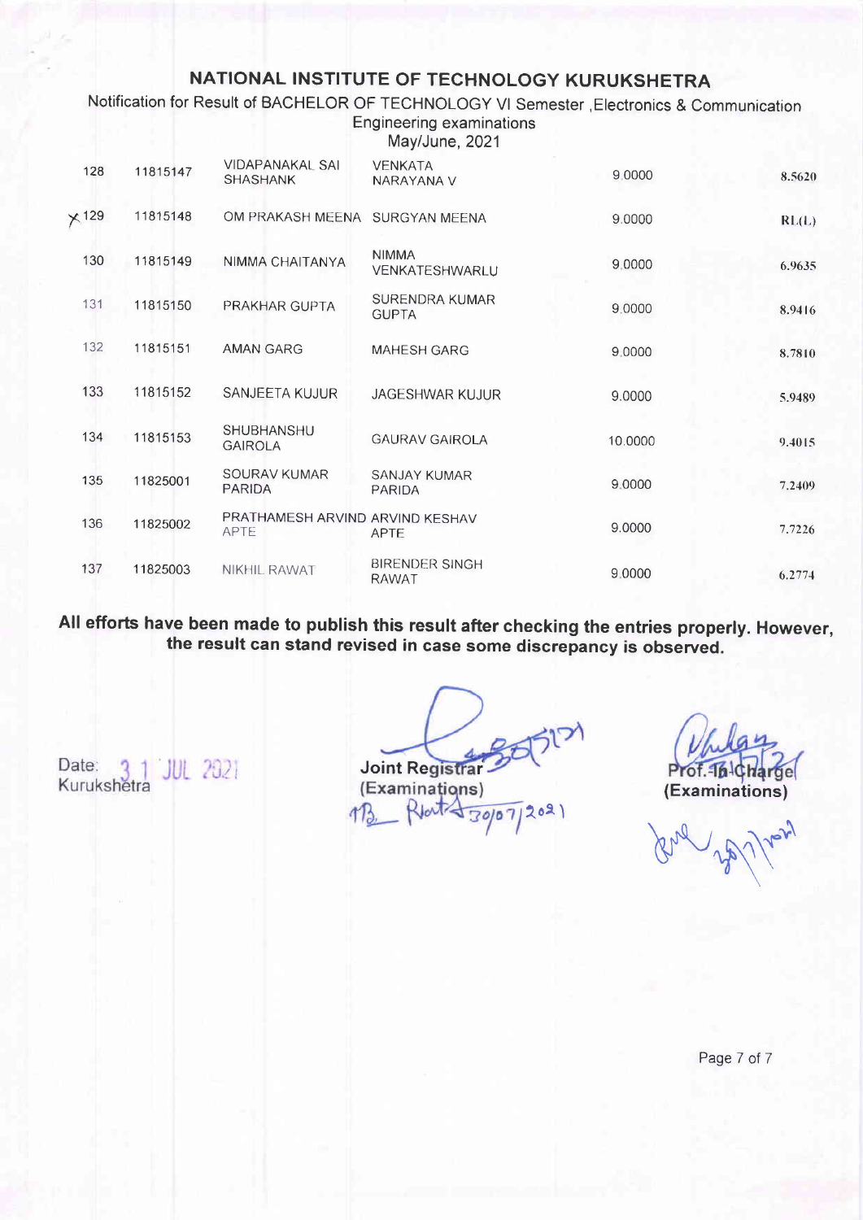# NATIONAL INSTITUTE OF TECHNOLOGY KURUKSHETRA

Notification for Result of BACHELOR OF TECHNOLOGY VI Semester ,Electronics & Communication Engineering examinations

May/June, 2021

| | | | | | |
|---|---|---|---|---|---|
| 128 | 11815147 | VIDAPANAKAL SAI SHASHANK | VENKATA NARAYANA V | 9.0000 | 8.5620 |
| ×129 | 11815148 | OM PRAKASH MEENA | SURGYAN MEENA | 9.0000 | RL(L) |
| 130 | 11815149 | NIMMA CHAITANYA | NIMMA VENKATESHWARLU | 9.0000 | 6.9635 |
| 131 | 11815150 | PRAKHAR GUPTA | SURENDRA KUMAR GUPTA | 9.0000 | 8.9416 |
| 132 | 11815151 | AMAN GARG | MAHESH GARG | 9.0000 | 8.7810 |
| 133 | 11815152 | SANJEETA KUJUR | JAGESHWAR KUJUR | 9.0000 | 5.9489 |
| 134 | 11815153 | SHUBHANSHU GAIROLA | GAURAV GAIROLA | 10.0000 | 9.4015 |
| 135 | 11825001 | SOURAV KUMAR PARIDA | SANJAY KUMAR PARIDA | 9.0000 | 7.2409 |
| 136 | 11825002 | PRATHAMESH ARVIND APTE | ARVIND KESHAV APTE | 9.0000 | 7.7226 |
| 137 | 11825003 | NIKHIL RAWAT | BIRENDER SINGH RAWAT | 9.0000 | 6.2774 |

**All efforts have been made to publish this result after checking the entries properly. However, the result can stand revised in case some discrepancy is observed.**

Date: 31 JUL 2021
Kurukshetra

**Joint Registrar**
**(Examinations)**

**Prof.-In-Charge**
**(Examinations)**